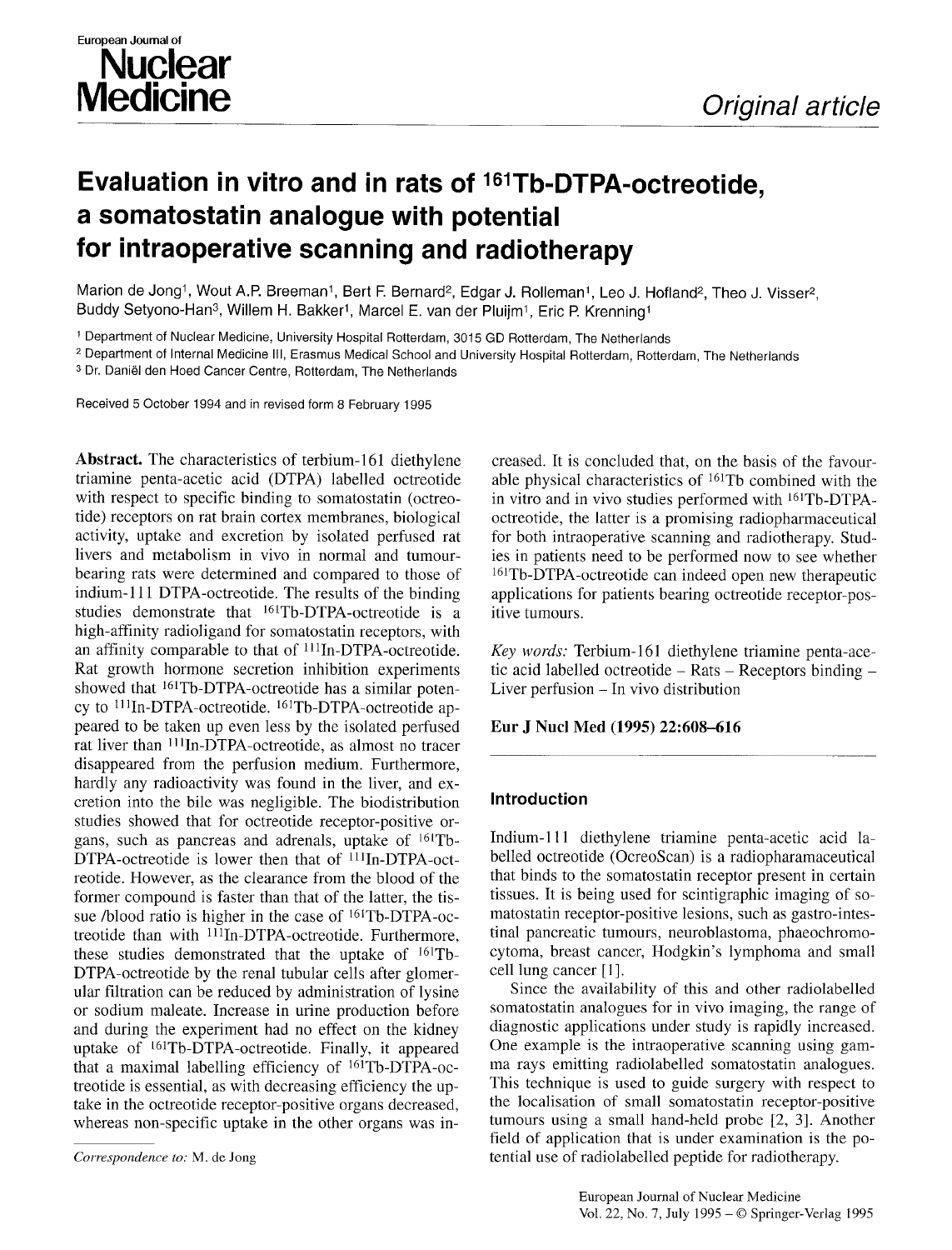European Journal of Nuclear Medicine

*Original article*

# Evaluation in vitro and in rats of $^{161}$Tb-DTPA-octreotide, a somatostatin analogue with potential for intraoperative scanning and radiotherapy

Marion de Jong[1], Wout A.P. Breeman[1], Bert F. Bernard[2], Edgar J. Rolleman[1], Leo J. Hofland[2], Theo J. Visser[2], Buddy Setyono-Han[3], Willem H. Bakker[1], Marcel E. van der Pluijm[1], Eric P. Krenning[1]

[1] Department of Nuclear Medicine, University Hospital Rotterdam, 3015 GD Rotterdam, The Netherlands
[2] Department of Internal Medicine III, Erasmus Medical School and University Hospital Rotterdam, Rotterdam, The Netherlands
[3] Dr. Daniël den Hoed Cancer Centre, Rotterdam, The Netherlands

Received 5 October 1994 and in revised form 8 February 1995

**Abstract.** The characteristics of terbium-161 diethylene triamine penta-acetic acid (DTPA) labelled octreotide with respect to specific binding to somatostatin (octreotide) receptors on rat brain cortex membranes, biological activity, uptake and excretion by isolated perfused rat livers and metabolism in vivo in normal and tumour-bearing rats were determined and compared to those of indium-111 DTPA-octreotide. The results of the binding studies demonstrate that $^{161}$Tb-DTPA-octreotide is a high-affinity radioligand for somatostatin receptors, with an affinity comparable to that of $^{111}$In-DTPA-octreotide. Rat growth hormone secretion inhibition experiments showed that $^{161}$Tb-DTPA-octreotide has a similar potency to $^{111}$In-DTPA-octreotide. $^{161}$Tb-DTPA-octreotide appeared to be taken up even less by the isolated perfused rat liver than $^{111}$In-DTPA-octreotide, as almost no tracer disappeared from the perfusion medium. Furthermore, hardly any radioactivity was found in the liver, and excretion into the bile was negligible. The biodistribution studies showed that for octreotide receptor-positive organs, such as pancreas and adrenals, uptake of $^{161}$Tb-DTPA-octreotide is lower then that of $^{111}$In-DTPA-octreotide. However, as the clearance from the blood of the former compound is faster than that of the latter, the tissue /blood ratio is higher in the case of $^{161}$Tb-DTPA-octreotide than with $^{111}$In-DTPA-octreotide. Furthermore, these studies demonstrated that the uptake of $^{161}$Tb-DTPA-octreotide by the renal tubular cells after glomerular filtration can be reduced by administration of lysine or sodium maleate. Increase in urine production before and during the experiment had no effect on the kidney uptake of $^{161}$Tb-DTPA-octreotide. Finally, it appeared that a maximal labelling efficiency of $^{161}$Tb-DTPA-octreotide is essential, as with decreasing efficiency the uptake in the octreotide receptor-positive organs decreased, whereas non-specific uptake in the other organs was increased. It is concluded that, on the basis of the favourable physical characteristics of $^{161}$Tb combined with the in vitro and in vivo studies performed with $^{161}$Tb-DTPA-octreotide, the latter is a promising radiopharmaceutical for both intraoperative scanning and radiotherapy. Studies in patients need to be performed now to see whether $^{161}$Tb-DTPA-octreotide can indeed open new therapeutic applications for patients bearing octreotide receptor-positive tumours.

*Key words:* Terbium-161 diethylene triamine penta-acetic acid labelled octreotide – Rats – Receptors binding – Liver perfusion – In vivo distribution

**Eur J Nucl Med (1995) 22:608–616**

*Correspondence to:* M. de Jong

## Introduction

Indium-111 diethylene triamine penta-acetic acid labelled octreotide (OcreoScan) is a radiopharamaceutical that binds to the somatostatin receptor present in certain tissues. It is being used for scintigraphic imaging of somatostatin receptor-positive lesions, such as gastro-intestinal pancreatic tumours, neuroblastoma, phaeochromocytoma, breast cancer, Hodgkin's lymphoma and small cell lung cancer [1].

Since the availability of this and other radiolabelled somatostatin analogues for in vivo imaging, the range of diagnostic applications under study is rapidly increased. One example is the intraoperative scanning using gamma rays emitting radiolabelled somatostatin analogues. This technique is used to guide surgery with respect to the localisation of small somatostatin receptor-positive tumours using a small hand-held probe [2, 3]. Another field of application that is under examination is the potential use of radiolabelled peptide for radiotherapy.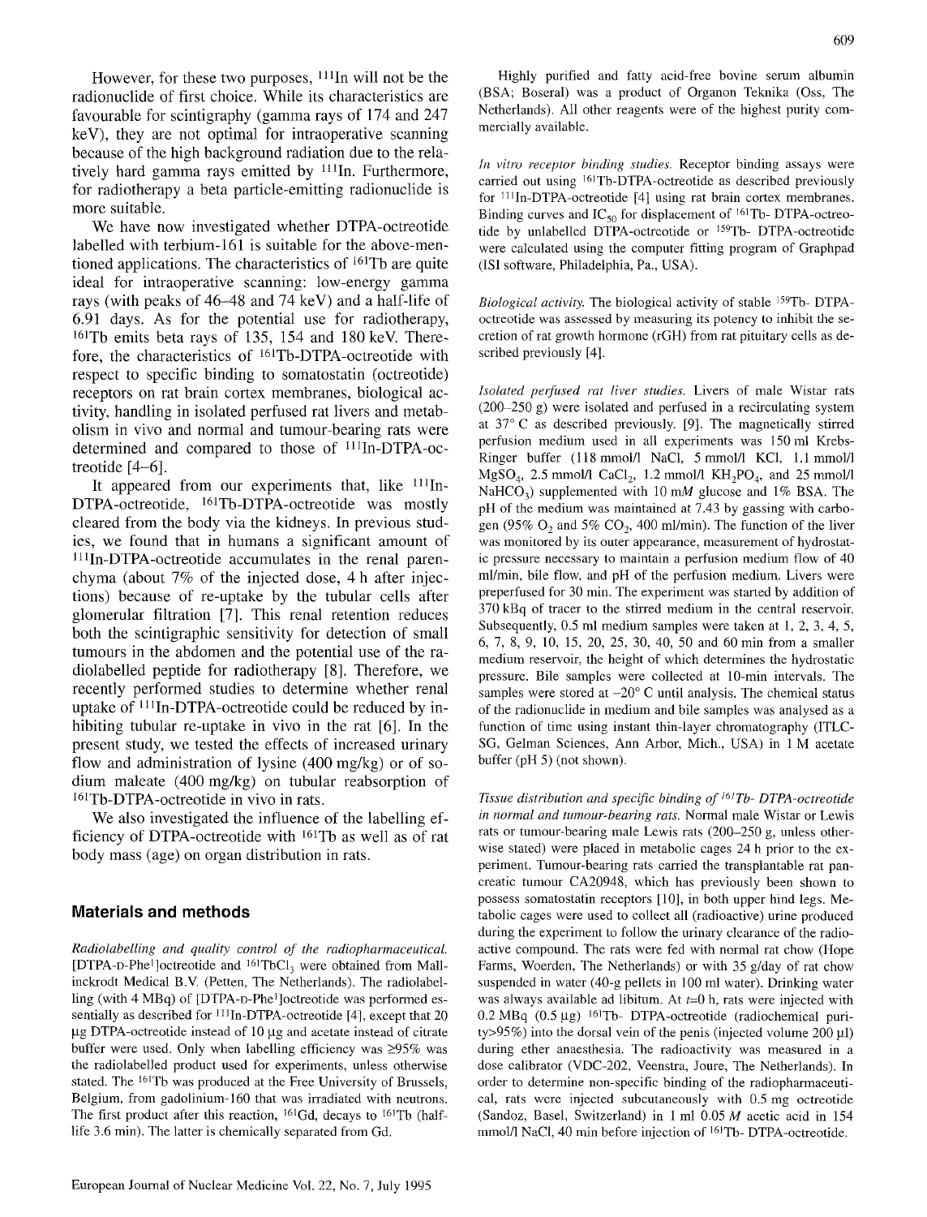However, for these two purposes, $^{111}$In will not be the radionuclide of first choice. While its characteristics are favourable for scintigraphy (gamma rays of 174 and 247 keV), they are not optimal for intraoperative scanning because of the high background radiation due to the relatively hard gamma rays emitted by $^{111}$In. Furthermore, for radiotherapy a beta particle-emitting radionuclide is more suitable.

We have now investigated whether DTPA-octreotide labelled with terbium-161 is suitable for the above-mentioned applications. The characteristics of $^{161}$Tb are quite ideal for intraoperative scanning: low-energy gamma rays (with peaks of 46–48 and 74 keV) and a half-life of 6.91 days. As for the potential use for radiotherapy, $^{161}$Tb emits beta rays of 135, 154 and 180 keV. Therefore, the characteristics of $^{161}$Tb-DTPA-octreotide with respect to specific binding to somatostatin (octreotide) receptors on rat brain cortex membranes, biological activity, handling in isolated perfused rat livers and metabolism in vivo and normal and tumour-bearing rats were determined and compared to those of $^{111}$In-DTPA-octreotide [4–6].

It appeared from our experiments that, like $^{111}$In-DTPA-octreotide, $^{161}$Tb-DTPA-octreotide was mostly cleared from the body via the kidneys. In previous studies, we found that in humans a significant amount of $^{111}$In-DTPA-octreotide accumulates in the renal parenchyma (about 7% of the injected dose, 4 h after injections) because of re-uptake by the tubular cells after glomerular filtration [7]. This renal retention reduces both the scintigraphic sensitivity for detection of small tumours in the abdomen and the potential use of the radiolabelled peptide for radiotherapy [8]. Therefore, we recently performed studies to determine whether renal uptake of $^{111}$In-DTPA-octreotide could be reduced by inhibiting tubular re-uptake in vivo in the rat [6]. In the present study, we tested the effects of increased urinary flow and administration of lysine (400 mg/kg) or of sodium maleate (400 mg/kg) on tubular reabsorption of $^{161}$Tb-DTPA-octreotide in vivo in rats.

We also investigated the influence of the labelling efficiency of DTPA-octreotide with $^{161}$Tb as well as of rat body mass (age) on organ distribution in rats.

## Materials and methods

*Radiolabelling and quality control of the radiopharmaceutical.* [DTPA-D-Phe$^1$]octreotide and $^{161}$TbCl$_3$ were obtained from Mallinckrodt Medical B.V. (Petten, The Netherlands). The radiolabelling (with 4 MBq) of [DTPA-D-Phe$^1$]octreotide was performed essentially as described for $^{111}$In-DTPA-octreotide [4], except that 20 µg DTPA-octreotide instead of 10 µg and acetate instead of citrate buffer were used. Only when labelling efficiency was ≥95% was the radiolabelled product used for experiments, unless otherwise stated. The $^{161}$Tb was produced at the Free University of Brussels, Belgium, from gadolinium-160 that was irradiated with neutrons. The first product after this reaction, $^{161}$Gd, decays to $^{161}$Tb (half-life 3.6 min). The latter is chemically separated from Gd.

Highly purified and fatty acid-free bovine serum albumin (BSA; Boseral) was a product of Organon Teknika (Oss, The Netherlands). All other reagents were of the highest purity commercially available.

*In vitro receptor binding studies.* Receptor binding assays were carried out using $^{161}$Tb-DTPA-octreotide as described previously for $^{111}$In-DTPA-octreotide [4] using rat brain cortex membranes. Binding curves and IC$_{50}$ for displacement of $^{161}$Tb- DTPA-octreotide by unlabelled DTPA-octreotide or $^{159}$Tb- DTPA-octreotide were calculated using the computer fitting program of Graphpad (ISI software, Philadelphia, Pa., USA).

*Biological activity.* The biological activity of stable $^{159}$Tb- DTPA-octreotide was assessed by measuring its potency to inhibit the secretion of rat growth hormone (rGH) from rat pituitary cells as described previously [4].

*Isolated perfused rat liver studies.* Livers of male Wistar rats (200–250 g) were isolated and perfused in a recirculating system at 37° C as described previously. [9]. The magnetically stirred perfusion medium used in all experiments was 150 ml Krebs-Ringer buffer (118 mmol/l NaCl, 5 mmol/l KCl, 1.1 mmol/l $MgSO_4$, 2.5 mmol/l $CaCl_2$, 1.2 mmol/l $KH_2PO_4$, and 25 mmol/l $NaHCO_3$) supplemented with 10 m*M* glucose and 1% BSA. The pH of the medium was maintained at 7.43 by gassing with carbogen (95% $O_2$ and 5% $CO_2$, 400 ml/min). The function of the liver was monitored by its outer appearance, measurement of hydrostatic pressure necessary to maintain a perfusion medium flow of 40 ml/min, bile flow, and pH of the perfusion medium. Livers were preperfused for 30 min. The experiment was started by addition of 370 kBq of tracer to the stirred medium in the central reservoir. Subsequently, 0.5 ml medium samples were taken at 1, 2, 3, 4, 5, 6, 7, 8, 9, 10, 15, 20, 25, 30, 40, 50 and 60 min from a smaller medium reservoir, the height of which determines the hydrostatic pressure. Bile samples were collected at 10-min intervals. The samples were stored at −20° C until analysis. The chemical status of the radionuclide in medium and bile samples was analysed as a function of time using instant thin-layer chromatography (ITLC-SG, Gelman Sciences, Ann Arbor, Mich., USA) in 1 M acetate buffer (pH 5) (not shown).

*Tissue distribution and specific binding of $^{161}$Tb- DTPA-octreotide in normal and tumour-bearing rats.* Normal male Wistar or Lewis rats or tumour-bearing male Lewis rats (200–250 g, unless otherwise stated) were placed in metabolic cages 24 h prior to the experiment. Tumour-bearing rats carried the transplantable rat pancreatic tumour CA20948, which has previously been shown to possess somatostatin receptors [10], in both upper hind legs. Metabolic cages were used to collect all (radioactive) urine produced during the experiment to follow the urinary clearance of the radioactive compound. The rats were fed with normal rat chow (Hope Farms, Woerden, The Netherlands) or with 35 g/day of rat chow suspended in water (40-g pellets in 100 ml water). Drinking water was always available ad libitum. At $t$=0 h, rats were injected with 0.2 MBq (0.5 µg) $^{161}$Tb- DTPA-octreotide (radiochemical purity>95%) into the dorsal vein of the penis (injected volume 200 µl) during ether anaesthesia. The radioactivity was measured in a dose calibrator (VDC-202, Veenstra, Joure, The Netherlands). In order to determine non-specific binding of the radiopharmaceutical, rats were injected subcutaneously with 0.5 mg octreotide (Sandoz, Basel, Switzerland) in 1 ml 0.05 *M* acetic acid in 154 mmol/l NaCl, 40 min before injection of $^{161}$Tb- DTPA-octreotide.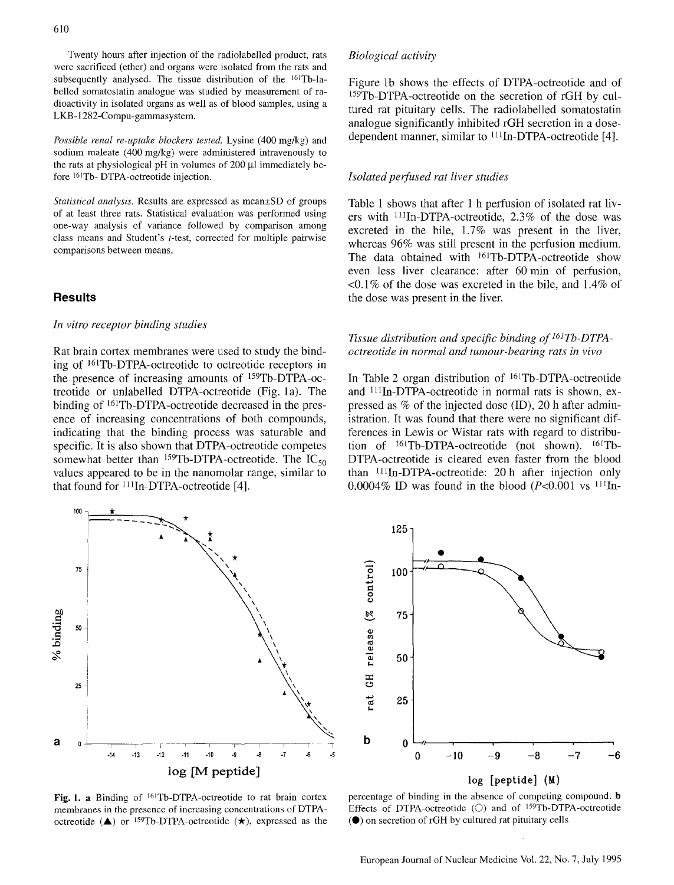Twenty hours after injection of the radiolabelled product, rats were sacrificed (ether) and organs were isolated from the rats and subsequently analysed. The tissue distribution of the $^{161}$Tb-labelled somatostatin analogue was studied by measurement of radioactivity in isolated organs as well as of blood samples, using a LKB-1282-Compu-gammasystem.

*Possible renal re-uptake blockers tested.* Lysine (400 mg/kg) and sodium maleate (400 mg/kg) were administered intravenously to the rats at physiological pH in volumes of 200 µl immediately before $^{161}$Tb- DTPA-octreotide injection.

*Statistical analysis.* Results are expressed as mean±SD of groups of at least three rats. Statistical evaluation was performed using one-way analysis of variance followed by comparison among class means and Student's *t*-test, corrected for multiple pairwise comparisons between means.

## Results

### *In vitro receptor binding studies*

Rat brain cortex membranes were used to study the binding of $^{161}$Tb-DTPA-octreotide to octreotide receptors in the presence of increasing amounts of $^{159}$Tb-DTPA-octreotide or unlabelled DTPA-octreotide (Fig. 1a). The binding of $^{161}$Tb-DTPA-octreotide decreased in the presence of increasing concentrations of both compounds, indicating that the binding process was saturable and specific. It is also shown that DTPA-octreotide competes somewhat better than $^{159}$Tb-DTPA-octreotide. The $IC_{50}$ values appeared to be in the nanomolar range, similar to that found for $^{111}$In-DTPA-octreotide [4].

### *Biological activity*

Figure 1b shows the effects of DTPA-octreotide and of $^{159}$Tb-DTPA-octreotide on the secretion of rGH by cultured rat pituitary cells. The radiolabelled somatostatin analogue significantly inhibited rGH secretion in a dose-dependent manner, similar to $^{111}$In-DTPA-octreotide [4].

### *Isolated perfused rat liver studies*

Table 1 shows that after 1 h perfusion of isolated rat livers with $^{111}$In-DTPA-octreotide, 2.3% of the dose was excreted in the bile, 1.7% was present in the liver, whereas 96% was still present in the perfusion medium. The data obtained with $^{161}$Tb-DTPA-octreotide show even less liver clearance: after 60 min of perfusion, <0.1% of the dose was excreted in the bile, and 1.4% of the dose was present in the liver.

### *Tissue distribution and specific binding of $^{161}$Tb-DTPA-octreotide in normal and tumour-bearing rats in vivo*

In Table 2 organ distribution of $^{161}$Tb-DTPA-octreotide and $^{111}$In-DTPA-octreotide in normal rats is shown, expressed as % of the injected dose (ID), 20 h after administration. It was found that there were no significant differences in Lewis or Wistar rats with regard to distribution of $^{161}$Tb-DTPA-octreotide (not shown). $^{161}$Tb-DTPA-octreotide is cleared even faster from the blood than $^{111}$In-DTPA-octreotide: 20 h after injection only 0.0004% ID was found in the blood ($P$<0.001 vs $^{111}$In-

**Fig. 1. a** Binding of $^{161}$Tb-DTPA-octreotide to rat brain cortex membranes in the presence of increasing concentrations of DTPA-octreotide (▲) or $^{159}$Tb-DTPA-octreotide (★), expressed as the percentage of binding in the absence of competing compound. **b** Effects of DTPA-octreotide (○) and of $^{159}$Tb-DTPA-octreotide (●) on secretion of rGH by cultured rat pituitary cells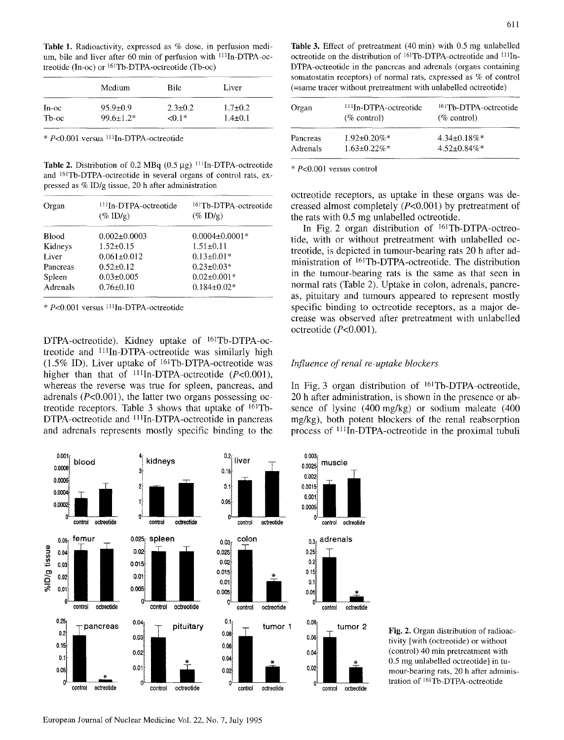**Table 1.** Radioactivity, expressed as % dose, in perfusion medium, bile and liver after 60 min of perfusion with $^{111}$In-DTPA-octreotide (In-oc) or $^{161}$Tb-DTPA-octreotide (Tb-oc)

| | Medium | Bile | Liver |
|---|---|---|---|
| In-oc | 95.9±0.9 | 2.3±0.2 | 1.7±0.2 |
| Tb-oc | 99.6±1.2* | <0.1* | 1.4±0.1 |

* $P$<0.001 versus $^{111}$In-DTPA-octreotide

**Table 2.** Distribution of 0.2 MBq (0.5 µg) $^{111}$In-DTPA-octreotide and $^{161}$Tb-DTPA-octreotide in several organs of control rats, expressed as % ID/g tissue, 20 h after administration

| Organ | $^{111}$In-DTPA-octreotide (% ID/g) | $^{161}$Tb-DTPA-octreotide (% ID/g) |
|---|---|---|
| Blood | 0.002±0.0003 | 0.0004±0.0001* |
| Kidneys | 1.52±0.15 | 1.51±0.11 |
| Liver | 0.061±0.012 | 0.13±0.01* |
| Pancreas | 0.52±0.12 | 0.23±0.03* |
| Spleen | 0.03±0.005 | 0.02±0.001* |
| Adrenals | 0.76±0.10 | 0.184±0.02* |

* $P$<0.001 versus $^{111}$In-DTPA-octreotide

DTPA-octreotide). Kidney uptake of $^{161}$Tb-DTPA-octreotide and $^{111}$In-DTPA-octreotide was similarly high (1.5% ID). Liver uptake of $^{161}$Tb-DTPA-octreotide was higher than that of $^{111}$In-DTPA-octreotide ($P$<0.001), whereas the reverse was true for spleen, pancreas, and adrenals ($P$<0.001), the latter two organs possessing octreotide receptors. Table 3 shows that uptake of $^{161}$Tb-DTPA-octreotide and $^{111}$In-DTPA-octreotide in pancreas and adrenals represents mostly specific binding to the

**Table 3.** Effect of pretreatment (40 min) with 0.5 mg unlabelled octreotide on the distribution of $^{161}$Tb-DTPA-octreotide and $^{111}$In-DTPA-octreotide in the pancreas and adrenals (organs containing somatostatin receptors) of normal rats, expressed as % of control (=same tracer without pretreatment with unlabelled octreotide)

| Organ | $^{111}$In-DTPA-octreotide (% control) | $^{161}$Tb-DTPA-octreotide (% control) |
|---|---|---|
| Pancreas | 1.92±0.20%* | 4.34±0.18%* |
| Adrenals | 1.63±0.22%* | 4.52±0.84%* |

* $P$<0.001 versus control

octreotide receptors, as uptake in these organs was decreased almost completely ($P$<0.001) by pretreatment of the rats with 0.5 mg unlabelled octreotide.

In Fig. 2 organ distribution of $^{161}$Tb-DTPA-octreotide, with or without pretreatment with unlabelled octreotide, is depicted in tumour-bearing rats 20 h after administration of $^{161}$Tb-DTPA-octreotide. The distribution in the tumour-bearing rats is the same as that seen in normal rats (Table 2). Uptake in colon, adrenals, pancreas, pituitary and tumours appeared to represent mostly specific binding to octreotide receptors, as a major decrease was observed after pretreatment with unlabelled octreotide ($P$<0.001).

### *Influence of renal re-uptake blockers*

In Fig. 3 organ distribution of $^{161}$Tb-DTPA-octreotide, 20 h after administration, is shown in the presence or absence of lysine (400 mg/kg) or sodium maleate (400 mg/kg), both potent blockers of the renal reabsorption process of $^{111}$In-DTPA-octreotide in the proximal tubuli

**Fig. 2.** Organ distribution of radioactivity [with (octreotide) or without (control) 40 min pretreatment with 0.5 mg unlabelled octreotide] in tumour-bearing rats, 20 h after administration of $^{161}$Tb-DTPA-octreotide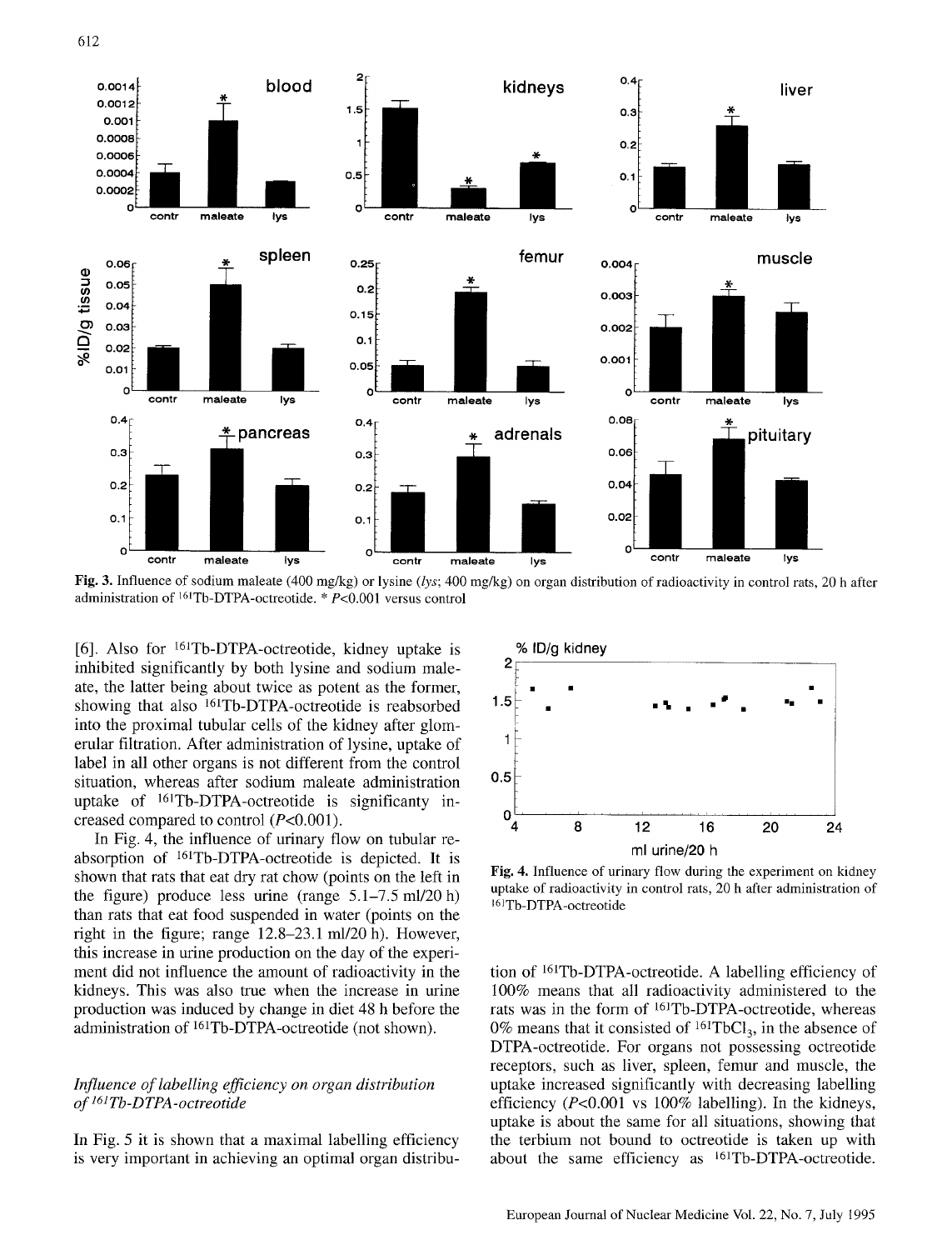Fig. 3. Influence of sodium maleate (400 mg/kg) or lysine (*lys*; 400 mg/kg) on organ distribution of radioactivity in control rats, 20 h after administration of $^{161}$Tb-DTPA-octreotide. * $P$<0.001 versus control

[6]. Also for $^{161}$Tb-DTPA-octreotide, kidney uptake is inhibited significantly by both lysine and sodium maleate, the latter being about twice as potent as the former, showing that also $^{161}$Tb-DTPA-octreotide is reabsorbed into the proximal tubular cells of the kidney after glomerular filtration. After administration of lysine, uptake of label in all other organs is not different from the control situation, whereas after sodium maleate administration uptake of $^{161}$Tb-DTPA-octreotide is significanty increased compared to control ($P$<0.001).

In Fig. 4, the influence of urinary flow on tubular reabsorption of $^{161}$Tb-DTPA-octreotide is depicted. It is shown that rats that eat dry rat chow (points on the left in the figure) produce less urine (range 5.1–7.5 ml/20 h) than rats that eat food suspended in water (points on the right in the figure; range 12.8–23.1 ml/20 h). However, this increase in urine production on the day of the experiment did not influence the amount of radioactivity in the kidneys. This was also true when the increase in urine production was induced by change in diet 48 h before the administration of $^{161}$Tb-DTPA-octreotide (not shown).

Fig. 4. Influence of urinary flow during the experiment on kidney uptake of radioactivity in control rats, 20 h after administration of $^{161}$Tb-DTPA-octreotide

### *Influence of labelling efficiency on organ distribution of $^{161}$Tb-DTPA-octreotide*

In Fig. 5 it is shown that a maximal labelling efficiency is very important in achieving an optimal organ distribution of $^{161}$Tb-DTPA-octreotide. A labelling efficiency of 100% means that all radioactivity administered to the rats was in the form of $^{161}$Tb-DTPA-octreotide, whereas 0% means that it consisted of $^{161}TbCl_3$, in the absence of DTPA-octreotide. For organs not possessing octreotide receptors, such as liver, spleen, femur and muscle, the uptake increased significantly with decreasing labelling efficiency ($P$<0.001 vs 100% labelling). In the kidneys, uptake is about the same for all situations, showing that the terbium not bound to octreotide is taken up with about the same efficiency as $^{161}$Tb-DTPA-octreotide.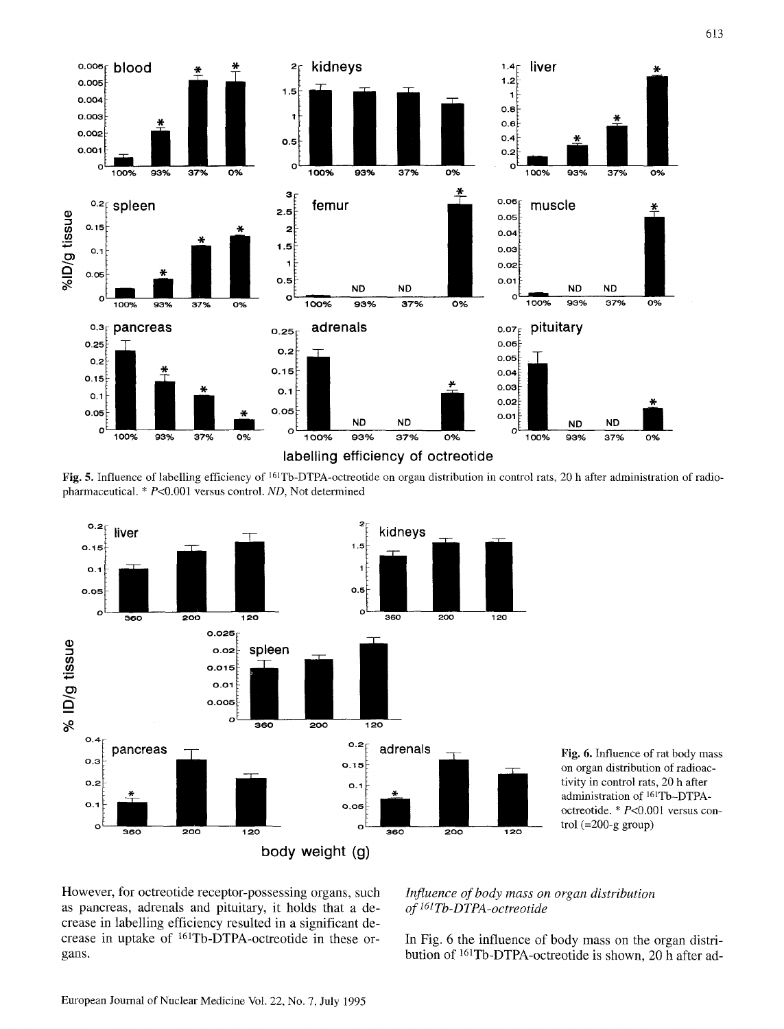Fig. 5. Influence of labelling efficiency of $^{161}$Tb-DTPA-octreotide on organ distribution in control rats, 20 h after administration of radiopharmaceutical. * $P<0.001$ versus control. *ND*, Not determined

Fig. 6. Influence of rat body mass on organ distribution of radioactivity in control rats, 20 h after administration of $^{161}$Tb-DTPA-octreotide. * $P<0.001$ versus control (=200-g group)

However, for octreotide receptor-possessing organs, such as pancreas, adrenals and pituitary, it holds that a decrease in labelling efficiency resulted in a significant decrease in uptake of $^{161}$Tb-DTPA-octreotide in these organs.

### *Influence of body mass on organ distribution of $^{161}$Tb-DTPA-octreotide*

In Fig. 6 the influence of body mass on the organ distribution of $^{161}$Tb-DTPA-octreotide is shown, 20 h after ad-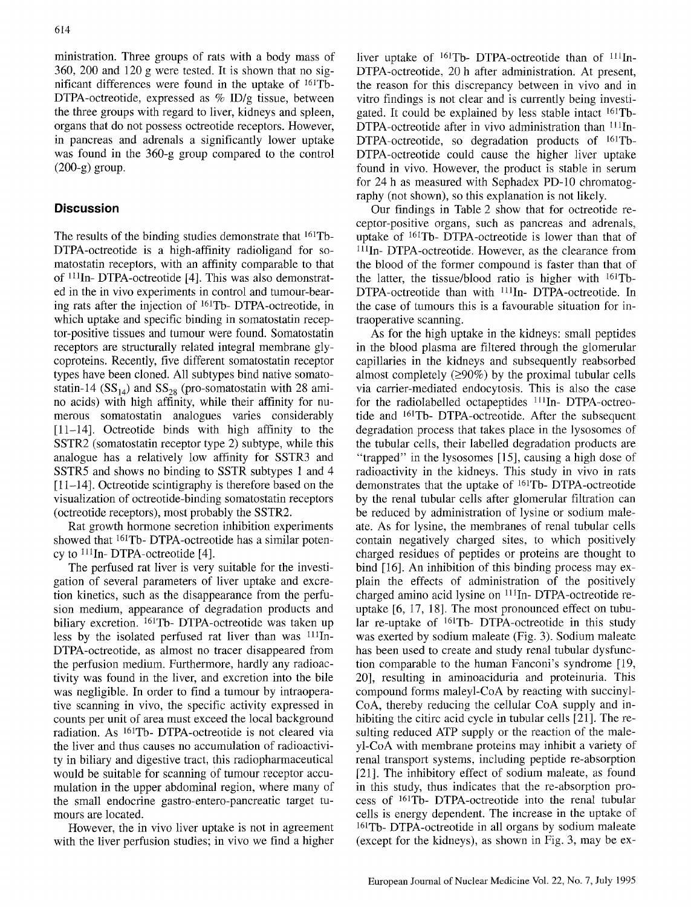ministration. Three groups of rats with a body mass of 360, 200 and 120 g were tested. It is shown that no significant differences were found in the uptake of $^{161}$Tb-DTPA-octreotide, expressed as % ID/g tissue, between the three groups with regard to liver, kidneys and spleen, organs that do not possess octreotide receptors. However, in pancreas and adrenals a significantly lower uptake was found in the 360-g group compared to the control (200-g) group.

## Discussion

The results of the binding studies demonstrate that $^{161}$Tb-DTPA-octreotide is a high-affinity radioligand for somatostatin receptors, with an affinity comparable to that of $^{111}$In- DTPA-octreotide [4]. This was also demonstrated in the in vivo experiments in control and tumour-bearing rats after the injection of $^{161}$Tb- DTPA-octreotide, in which uptake and specific binding in somatostatin receptor-positive tissues and tumour were found. Somatostatin receptors are structurally related integral membrane glycoproteins. Recently, five different somatostatin receptor types have been cloned. All subtypes bind native somatostatin-14 ($SS_{14}$) and $SS_{28}$ (pro-somatostatin with 28 amino acids) with high affinity, while their affinity for numerous somatostatin analogues varies considerably [11–14]. Octreotide binds with high affinity to the SSTR2 (somatostatin receptor type 2) subtype, while this analogue has a relatively low affinity for SSTR3 and SSTR5 and shows no binding to SSTR subtypes 1 and 4 [11–14]. Octreotide scintigraphy is therefore based on the visualization of octreotide-binding somatostatin receptors (octreotide receptors), most probably the SSTR2.

Rat growth hormone secretion inhibition experiments showed that $^{161}$Tb- DTPA-octreotide has a similar potency to $^{111}$In- DTPA-octreotide [4].

The perfused rat liver is very suitable for the investigation of several parameters of liver uptake and excretion kinetics, such as the disappearance from the perfusion medium, appearance of degradation products and biliary excretion. $^{161}$Tb- DTPA-octreotide was taken up less by the isolated perfused rat liver than was $^{111}$In-DTPA-octreotide, as almost no tracer disappeared from the perfusion medium. Furthermore, hardly any radioactivity was found in the liver, and excretion into the bile was negligible. In order to find a tumour by intraoperative scanning in vivo, the specific activity expressed in counts per unit of area must exceed the local background radiation. As $^{161}$Tb- DTPA-octreotide is not cleared via the liver and thus causes no accumulation of radioactivity in biliary and digestive tract, this radiopharmaceutical would be suitable for scanning of tumour receptor accumulation in the upper abdominal region, where many of the small endocrine gastro-entero-pancreatic target tumours are located.

However, the in vivo liver uptake is not in agreement with the liver perfusion studies; in vivo we find a higher liver uptake of $^{161}$Tb- DTPA-octreotide than of $^{111}$In-DTPA-octreotide, 20 h after administration. At present, the reason for this discrepancy between in vivo and in vitro findings is not clear and is currently being investigated. It could be explained by less stable intact $^{161}$Tb-DTPA-octreotide after in vivo administration than $^{111}$In-DTPA-octreotide, so degradation products of $^{161}$Tb-DTPA-octreotide could cause the higher liver uptake found in vivo. However, the product is stable in serum for 24 h as measured with Sephadex PD-10 chromatography (not shown), so this explanation is not likely.

Our findings in Table 2 show that for octreotide receptor-positive organs, such as pancreas and adrenals, uptake of $^{161}$Tb- DTPA-octreotide is lower than that of $^{111}$In- DTPA-octreotide. However, as the clearance from the blood of the former compound is faster than that of the latter, the tissue/blood ratio is higher with $^{161}$Tb-DTPA-octreotide than with $^{111}$In- DTPA-octreotide. In the case of tumours this is a favourable situation for intraoperative scanning.

As for the high uptake in the kidneys: small peptides in the blood plasma are filtered through the glomerular capillaries in the kidneys and subsequently reabsorbed almost completely ($\geq$90%) by the proximal tubular cells via carrier-mediated endocytosis. This is also the case for the radiolabelled octapeptides $^{111}$In- DTPA-octreotide and $^{161}$Tb- DTPA-octreotide. After the subsequent degradation process that takes place in the lysosomes of the tubular cells, their labelled degradation products are "trapped" in the lysosomes [15], causing a high dose of radioactivity in the kidneys. This study in vivo in rats demonstrates that the uptake of $^{161}$Tb- DTPA-octreotide by the renal tubular cells after glomerular filtration can be reduced by administration of lysine or sodium maleate. As for lysine, the membranes of renal tubular cells contain negatively charged sites, to which positively charged residues of peptides or proteins are thought to bind [16]. An inhibition of this binding process may explain the effects of administration of the positively charged amino acid lysine on $^{111}$In- DTPA-octreotide reuptake [6, 17, 18]. The most pronounced effect on tubular re-uptake of $^{161}$Tb- DTPA-octreotide in this study was exerted by sodium maleate (Fig. 3). Sodium maleate has been used to create and study renal tubular dysfunction comparable to the human Fanconi's syndrome [19, 20], resulting in aminoaciduria and proteinuria. This compound forms maleyl-CoA by reacting with succinyl-CoA, thereby reducing the cellular CoA supply and inhibiting the citirc acid cycle in tubular cells [21]. The resulting reduced ATP supply or the reaction of the maleyl-CoA with membrane proteins may inhibit a variety of renal transport systems, including peptide re-absorption [21]. The inhibitory effect of sodium maleate, as found in this study, thus indicates that the re-absorption process of $^{161}$Tb- DTPA-octreotide into the renal tubular cells is energy dependent. The increase in the uptake of $^{161}$Tb- DTPA-octreotide in all organs by sodium maleate (except for the kidneys), as shown in Fig. 3, may be ex-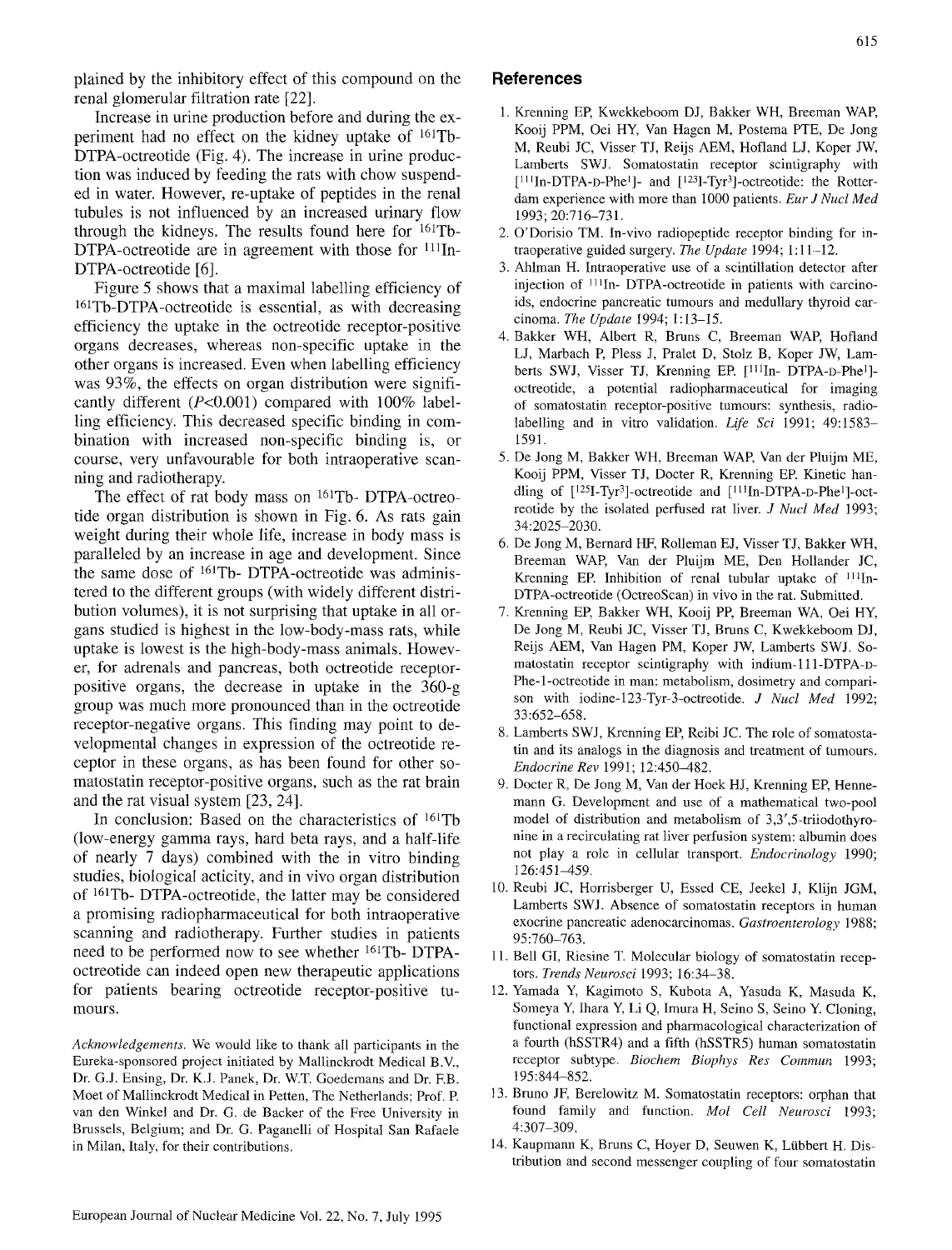plained by the inhibitory effect of this compound on the renal glomerular filtration rate [22].

Increase in urine production before and during the experiment had no effect on the kidney uptake of $^{161}$Tb-DTPA-octreotide (Fig. 4). The increase in urine production was induced by feeding the rats with chow suspended in water. However, re-uptake of peptides in the renal tubules is not influenced by an increased urinary flow through the kidneys. The results found here for $^{161}$Tb-DTPA-octreotide are in agreement with those for $^{111}$In-DTPA-octreotide [6].

Figure 5 shows that a maximal labelling efficiency of $^{161}$Tb-DTPA-octreotide is essential, as with decreasing efficiency the uptake in the octreotide receptor-positive organs decreases, whereas non-specific uptake in the other organs is increased. Even when labelling efficiency was 93%, the effects on organ distribution were significantly different ($P<0.001$) compared with 100% labelling efficiency. This decreased specific binding in combination with increased non-specific binding is, or course, very unfavourable for both intraoperative scanning and radiotherapy.

The effect of rat body mass on $^{161}$Tb- DTPA-octreotide organ distribution is shown in Fig. 6. As rats gain weight during their whole life, increase in body mass is paralleled by an increase in age and development. Since the same dose of $^{161}$Tb- DTPA-octreotide was administered to the different groups (with widely different distribution volumes), it is not surprising that uptake in all organs studied is highest in the low-body-mass rats, while uptake is lowest is the high-body-mass animals. However, for adrenals and pancreas, both octreotide receptor-positive organs, the decrease in uptake in the 360-g group was much more pronounced than in the octreotide receptor-negative organs. This finding may point to developmental changes in expression of the octreotide receptor in these organs, as has been found for other somatostatin receptor-positive organs, such as the rat brain and the rat visual system [23, 24].

In conclusion: Based on the characteristics of $^{161}$Tb (low-energy gamma rays, hard beta rays, and a half-life of nearly 7 days) combined with the in vitro binding studies, biological acticity, and in vivo organ distribution of $^{161}$Tb- DTPA-octreotide, the latter may be considered a promising radiopharmaceutical for both intraoperative scanning and radiotherapy. Further studies in patients need to be performed now to see whether $^{161}$Tb- DTPA-octreotide can indeed open new therapeutic applications for patients bearing octreotide receptor-positive tumours.

*Acknowledgements.* We would like to thank all participants in the Eureka-sponsored project initiated by Mallinckrodt Medical B.V., Dr. G.J. Ensing, Dr. K.J. Panek, Dr. W.T. Goedemans and Dr. F.B. Moet of Mallinckrodt Medical in Petten, The Netherlands; Prof. P. van den Winkel and Dr. G. de Backer of the Free University in Brussels, Belgium; and Dr. G. Paganelli of Hospital San Rafaele in Milan, Italy, for their contributions.

## References

1. Krenning EP, Kwekkeboom DJ, Bakker WH, Breeman WAP, Kooij PPM, Oei HY, Van Hagen M, Postema PTE, De Jong M, Reubi JC, Visser TJ, Reijs AEM, Hofland LJ, Koper JW, Lamberts SWJ. Somatostatin receptor scintigraphy with [$^{111}$In-DTPA-D-Phe$^{1}$]- and [$^{123}$I-Tyr$^{3}$]-octreotide: the Rotterdam experience with more than 1000 patients. *Eur J Nucl Med* 1993; 20:716–731.
2. O'Dorisio TM. In-vivo radiopeptide receptor binding for intraoperative guided surgery. *The Update* 1994; 1:11–12.
3. Ahlman H. Intraoperative use of a scintillation detector after injection of $^{111}$In- DTPA-octreotide in patients with carcinoids, endocrine pancreatic tumours and medullary thyroid carcinoma. *The Update* 1994; 1:13–15.
4. Bakker WH, Albert R, Bruns C, Breeman WAP, Hofland LJ, Marbach P, Pless J, Pralet D, Stolz B, Koper JW, Lamberts SWJ, Visser TJ, Krenning EP. [$^{111}$In- DTPA-D-Phe$^{1}$]-octreotide, a potential radiopharmaceutical for imaging of somatostatin receptor-positive tumours: synthesis, radiolabelling and in vitro validation. *Life Sci* 1991; 49:1583–1591.
5. De Jong M, Bakker WH, Breeman WAP, Van der Pluijm ME, Kooij PPM, Visser TJ, Docter R, Krenning EP. Kinetic handling of [$^{125}$I-Tyr$^{3}$]-octreotide and [$^{111}$In-DTPA-D-Phe$^{1}$]-octreotide by the isolated perfused rat liver. *J Nucl Med* 1993; 34:2025–2030.
6. De Jong M, Bernard HF, Rolleman EJ, Visser TJ, Bakker WH, Breeman WAP, Van der Pluijm ME, Den Hollander JC, Krenning EP. Inhibition of renal tubular uptake of $^{111}$In-DTPA-octreotide (OctreoScan) in vivo in the rat. Submitted.
7. Krenning EP, Bakker WH, Kooij PP, Breeman WA, Oei HY, De Jong M, Reubi JC, Visser TJ, Bruns C, Kwekkeboom DJ, Reijs AEM, Van Hagen PM, Koper JW, Lamberts SWJ. Somatostatin receptor scintigraphy with indium-111-DTPA-D-Phe-1-octreotide in man: metabolism, dosimetry and comparison with iodine-123-Tyr-3-octreotide. *J Nucl Med* 1992; 33:652–658.
8. Lamberts SWJ, Krenning EP, Reibi JC. The role of somatostatin and its analogs in the diagnosis and treatment of tumours. *Endocrine Rev* 1991; 12:450–482.
9. Docter R, De Jong M, Van der Hoek HJ, Krenning EP, Hennemann G. Development and use of a mathematical two-pool model of distribution and metabolism of 3,3′,5-triiodothyronine in a recirculating rat liver perfusion system: albumin does not play a role in cellular transport. *Endocrinology* 1990; 126:451–459.
10. Reubi JC, Horrisberger U, Essed CE, Jeekel J, Klijn JGM, Lamberts SWJ. Absence of somatostatin receptors in human exocrine pancreatic adenocarcinomas. *Gastroenterology* 1988; 95:760–763.
11. Bell GI, Riesine T. Molecular biology of somatostatin receptors. *Trends Neurosci* 1993; 16:34–38.
12. Yamada Y, Kagimoto S, Kubota A, Yasuda K, Masuda K, Someya Y, Ihara Y, Li Q, Imura H, Seino S, Seino Y. Cloning, functional expression and pharmacological characterization of a fourth (hSSTR4) and a fifth (hSSTR5) human somatostatin receptor subtype. *Biochem Biophys Res Commun* 1993; 195:844–852.
13. Bruno JF, Berelowitz M. Somatostatin receptors: orphan that found family and function. *Mol Cell Neurosci* 1993; 4:307–309.
14. Kaupmann K, Bruns C, Hoyer D, Seuwen K, Lübbert H. Distribution and second messenger coupling of four somatostatin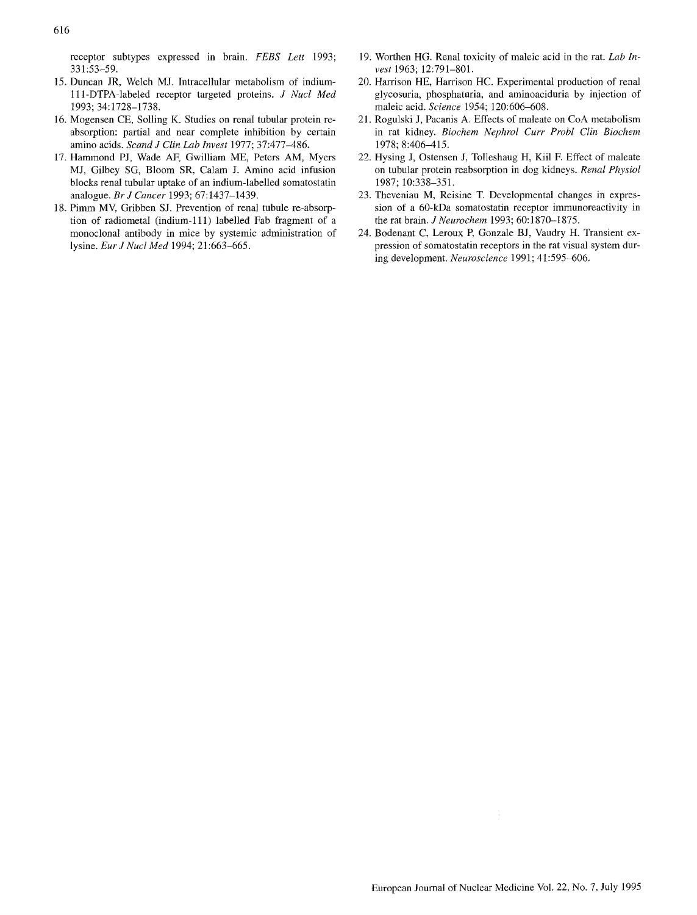receptor subtypes expressed in brain. *FEBS Lett* 1993; 331:53–59.

15. Duncan JR, Welch MJ. Intracellular metabolism of indium-111-DTPA-labeled receptor targeted proteins. *J Nucl Med* 1993; 34:1728–1738.
16. Mogensen CE, Solling K. Studies on renal tubular protein reabsorption: partial and near complete inhibition by certain amino acids. *Scand J Clin Lab Invest* 1977; 37:477–486.
17. Hammond PJ, Wade AF, Gwilliam ME, Peters AM, Myers MJ, Gilbey SG, Bloom SR, Calam J. Amino acid infusion blocks renal tubular uptake of an indium-labelled somatostatin analogue. *Br J Cancer* 1993; 67:1437–1439.
18. Pimm MV, Gribben SJ. Prevention of renal tubule re-absorption of radiometal (indium-111) labelled Fab fragment of a monoclonal antibody in mice by systemic administration of lysine. *Eur J Nucl Med* 1994; 21:663–665.
19. Worthen HG. Renal toxicity of maleic acid in the rat. *Lab Invest* 1963; 12:791–801.
20. Harrison HE, Harrison HC. Experimental production of renal glycosuria, phosphaturia, and aminoaciduria by injection of maleic acid. *Science* 1954; 120:606–608.
21. Rogulski J, Pacanis A. Effects of maleate on CoA metabolism in rat kidney. *Biochem Nephrol Curr Probl Clin Biochem* 1978; 8:406–415.
22. Hysing J, Ostensen J, Tolleshaug H, Kiil F. Effect of maleate on tubular protein reabsorption in dog kidneys. *Renal Physiol* 1987; 10:338–351.
23. Theveniau M, Reisine T. Developmental changes in expression of a 60-kDa somatostatin receptor immunoreactivity in the rat brain. *J Neurochem* 1993; 60:1870–1875.
24. Bodenant C, Leroux P, Gonzale BJ, Vaudry H. Transient expression of somatostatin receptors in the rat visual system during development. *Neuroscience* 1991; 41:595–606.